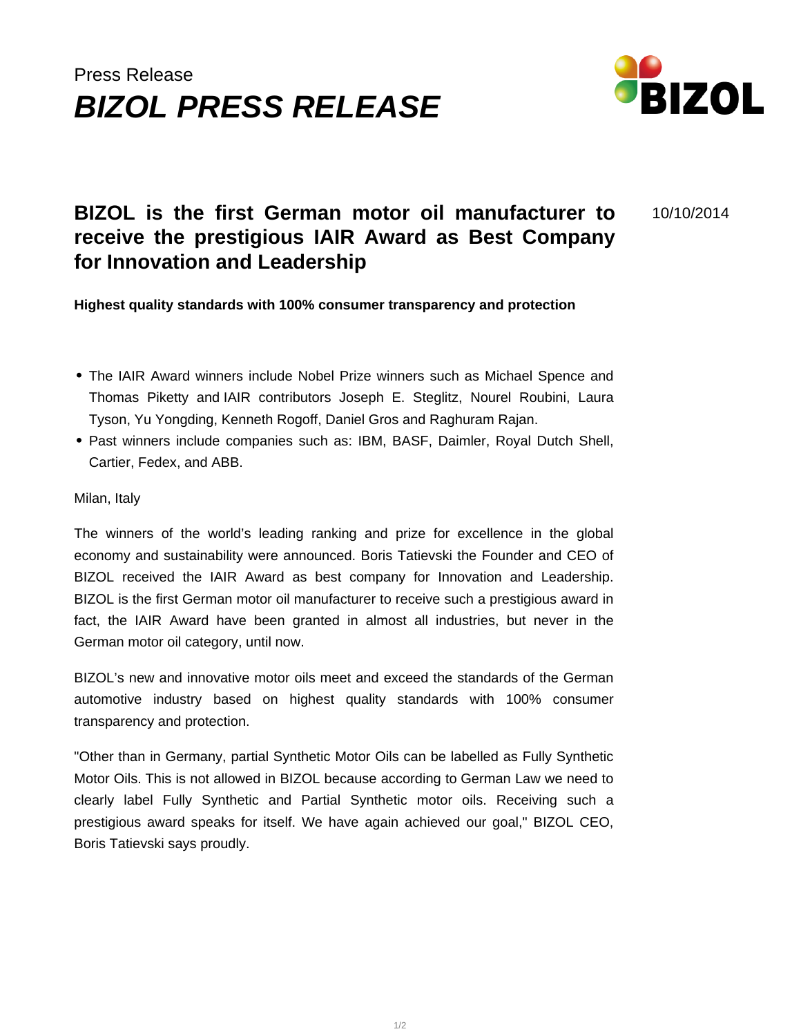Press Release

# BIZOL PRESS RELEASE

## BIZOL is the first German motor oil manufacturer to receive the prestigious IAIR Award as Best Company for Innovation and Leadership

10/10/2014

**Highest quality standards with 100% consumer transparency and protection**

- The IAIR Award winners include Nobel Prize winners such as Michael Spence and Thomas Piketty and IAIR contributors Joseph E. Steglitz, Nourel Roubini, Laura Tyson, Yu Yongding, Kenneth Rogoff, Daniel Gros and Raghuram Rajan.
- Past winners include companies such as: IBM, BASF, Daimler, Royal Dutch Shell, Cartier, Fedex, and ABB.

Milan, Italy

The winners of the world's leading ranking and prize for excellence in the global economy and sustainability were announced. Boris Tatievski the Founder and CEO of BIZOL received the IAIR Award as best company for Innovation and Leadership. BIZOL is the first German motor oil manufacturer to receive such a prestigious award in fact, the IAIR Award have been granted in almost all industries, but never in the German motor oil category, until now.

BIZOL's new and innovative motor oils meet and exceed the standards of the German automotive industry based on highest quality standards with 100% consumer transparency and protection.

"Other than in Germany, partial Synthetic Motor Oils can be labelled as Fully Synthetic Motor Oils. This is not allowed in BIZOL because according to German Law we need to clearly label Fully Synthetic and Partial Synthetic motor oils. Receiving such a prestigious award speaks for itself. We have again achieved our goal," BIZOL CEO, Boris Tatievski says proudly.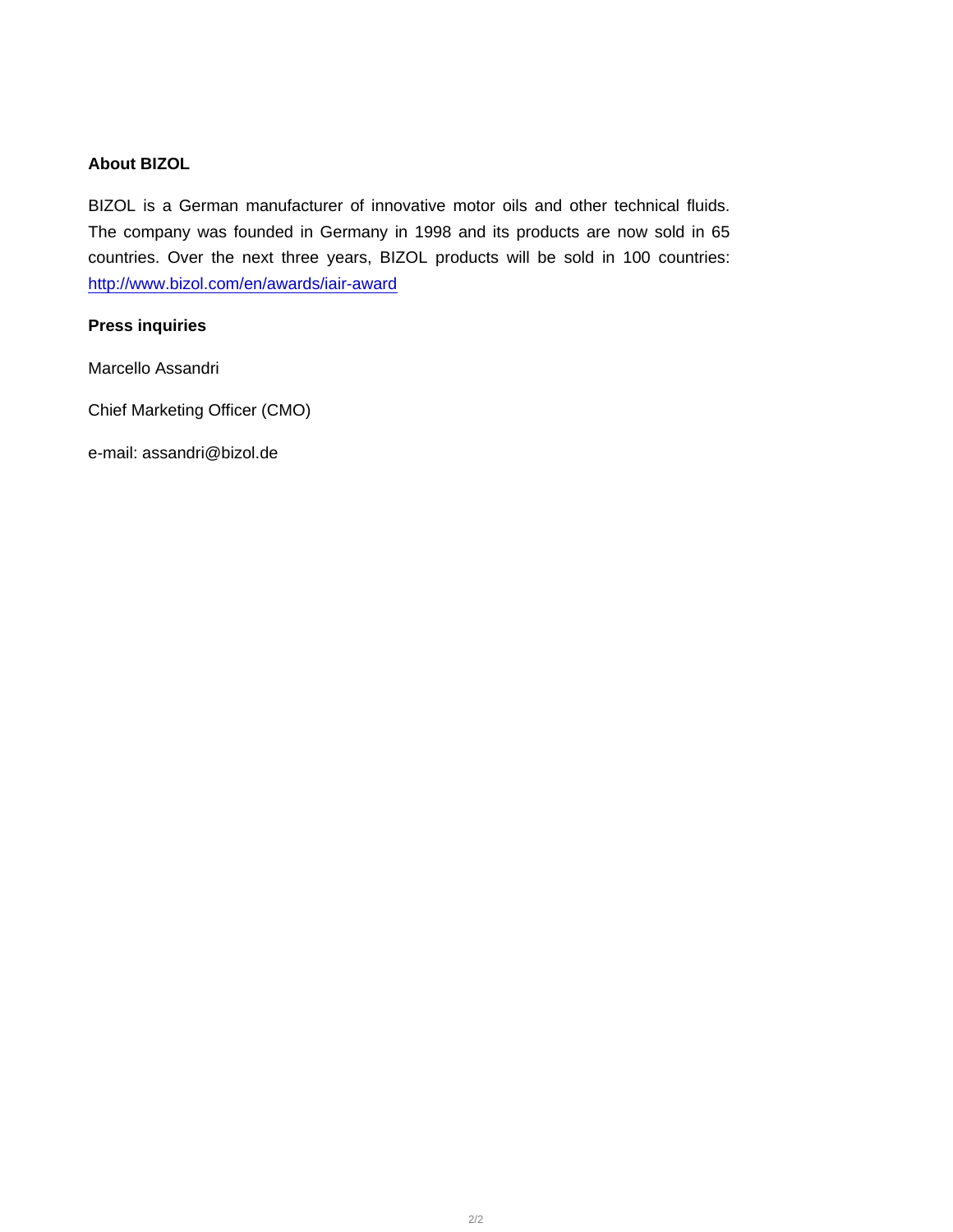**About BIZOL**

BIZOL is a German manufacturer of innovative motor oils and other technical fluids. The company was founded in Germany in 1998 and its products are now sold in 65 countries. Over the next three years, BIZOL products will be sold in 100 countries: http://www.bizol.com/en/awards/iair-award

**Press inquiries**

Marcello Assandri

Chief Marketing Officer (CMO)

e-mail: assandri@bizol.de